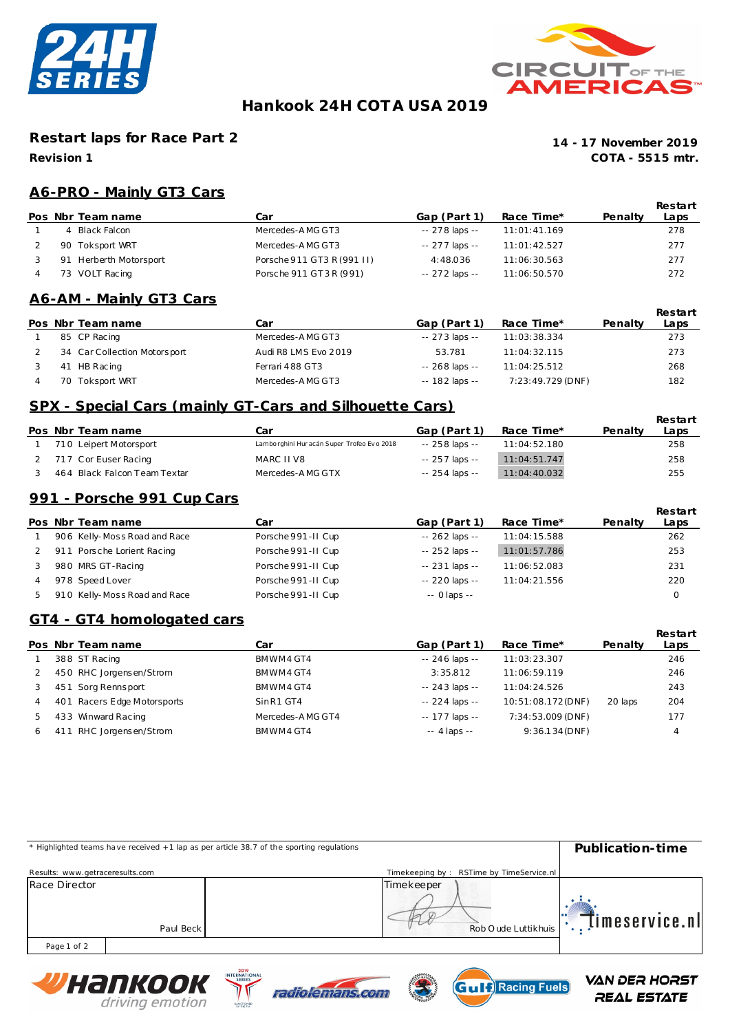# Hankook 24H COTA USA 2019

## Restart laps for Race Part 2

**Revision 1**

**14 - 17 November 2019**
**COTA - 5515 mtr.**

### A6-PRO - Mainly GT3 Cars

| Pos | Nbr | Team name | Car | Gap (Part 1) | Race Time* | Penalty | Restart Laps |
|---|---|---|---|---|---|---|---|
| 1 | 4 | Black Falcon | Mercedes-AMG GT3 | -- 278 laps -- | 11:01:41.169 | | 278 |
| 2 | 90 | Toksport WRT | Mercedes-AMG GT3 | -- 277 laps -- | 11:01:42.527 | | 277 |
| 3 | 91 | Herberth Motorsport | Porsche 911 GT3 R (991 II) | 4:48.036 | 11:06:30.563 | | 277 |
| 4 | 73 | VOLT Racing | Porsche 911 GT3 R (991) | -- 272 laps -- | 11:06:50.570 | | 272 |

### A6-AM - Mainly GT3 Cars

| Pos | Nbr | Team name | Car | Gap (Part 1) | Race Time* | Penalty | Restart Laps |
|---|---|---|---|---|---|---|---|
| 1 | 85 | CP Racing | Mercedes-AMG GT3 | -- 273 laps -- | 11:03:38.334 | | 273 |
| 2 | 34 | Car Collection Motorsport | Audi R8 LMS Evo 2019 | 53.781 | 11:04:32.115 | | 273 |
| 3 | 41 | HB Racing | Ferrari 488 GT3 | -- 268 laps -- | 11:04:25.512 | | 268 |
| 4 | 70 | Toksport WRT | Mercedes-AMG GT3 | -- 182 laps -- | 7:23:49.729 (DNF) | | 182 |

### SPX - Special Cars (mainly GT-Cars and Silhouette Cars)

| Pos | Nbr | Team name | Car | Gap (Part 1) | Race Time* | Penalty | Restart Laps |
|---|---|---|---|---|---|---|---|
| 1 | 710 | Leipert Motorsport | Lamborghini Huracán Super Trofeo Evo 2018 | -- 258 laps -- | 11:04:52.180 | | 258 |
| 2 | 717 | Cor Euser Racing | MARC II V8 | -- 257 laps -- | 11:04:51.747 | | 258 |
| 3 | 464 | Black Falcon Team Textar | Mercedes-AMG GTX | -- 254 laps -- | 11:04:40.032 | | 255 |

### 991 - Porsche 991 Cup Cars

| Pos | Nbr | Team name | Car | Gap (Part 1) | Race Time* | Penalty | Restart Laps |
|---|---|---|---|---|---|---|---|
| 1 | 906 | Kelly-Moss Road and Race | Porsche 991-II Cup | -- 262 laps -- | 11:04:15.588 | | 262 |
| 2 | 911 | Porsche Lorient Racing | Porsche 991-II Cup | -- 252 laps -- | 11:01:57.786 | | 253 |
| 3 | 980 | MRS GT-Racing | Porsche 991-II Cup | -- 231 laps -- | 11:06:52.083 | | 231 |
| 4 | 978 | Speed Lover | Porsche 991-II Cup | -- 220 laps -- | 11:04:21.556 | | 220 |
| 5 | 910 | Kelly-Moss Road and Race | Porsche 991-II Cup | -- 0 laps -- | | | 0 |

### GT4 - GT4 homologated cars

| Pos | Nbr | Team name | Car | Gap (Part 1) | Race Time* | Penalty | Restart Laps |
|---|---|---|---|---|---|---|---|
| 1 | 388 | ST Racing | BMW M4 GT4 | -- 246 laps -- | 11:03:23.307 | | 246 |
| 2 | 450 | RHC Jorgensen/Strom | BMW M4 GT4 | 3:35.812 | 11:06:59.119 | | 246 |
| 3 | 451 | Sorg Rennsport | BMW M4 GT4 | -- 243 laps -- | 11:04:24.526 | | 243 |
| 4 | 401 | Racers Edge Motorsports | Sin R1 GT4 | -- 224 laps -- | 10:51:08.172 (DNF) | 20 laps | 204 |
| 5 | 433 | Winward Racing | Mercedes-AMG GT4 | -- 177 laps -- | 7:34:53.009 (DNF) | | 177 |
| 6 | 411 | RHC Jorgensen/Strom | BMW M4 GT4 | -- 4 laps -- | 9:36.134 (DNF) | | 4 |

\* Highlighted teams have received +1 lap as per article 38.7 of the sporting regulations

**Publication-time**

Results: www.getraceresults.com

Timekeeping by : RSTime by TimeService.nl

Race Director: Paul Beck

Timekeeper: Rob Oude Luttikhuis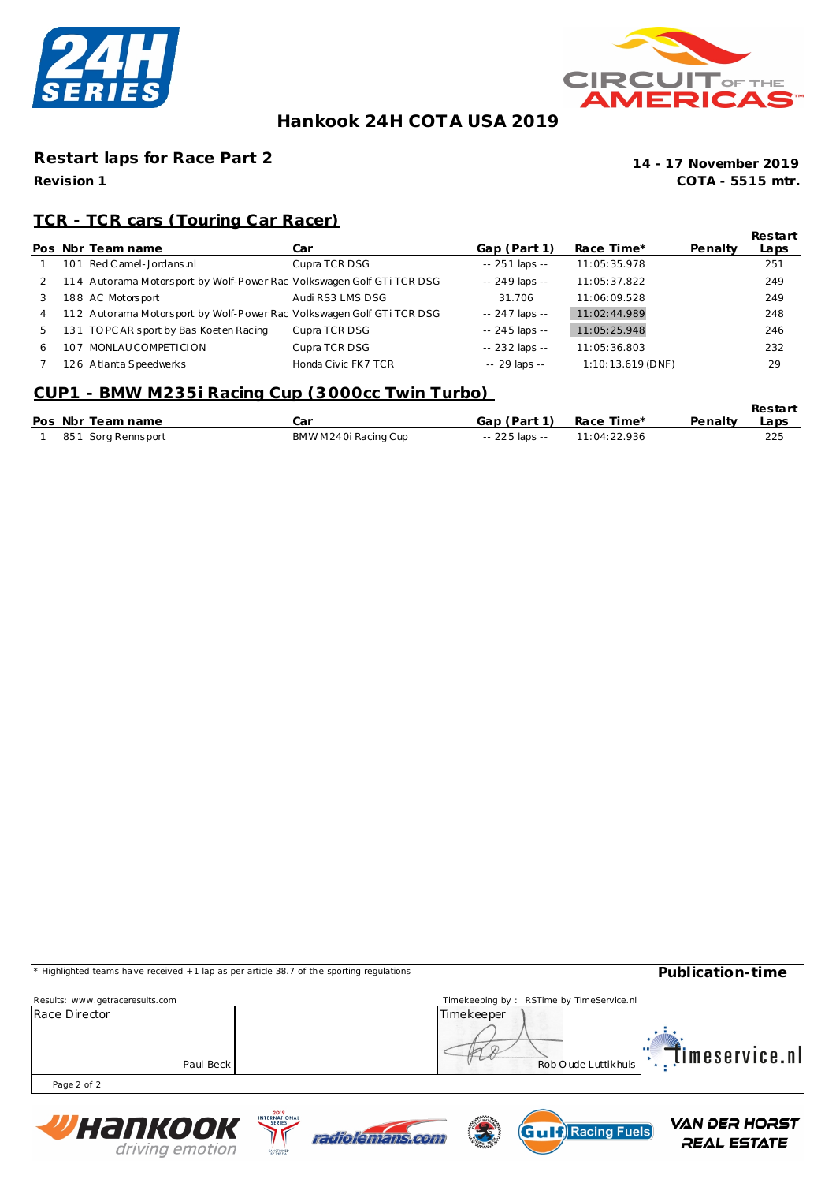# Hankook 24H COTA USA 2019

## Restart laps for Race Part 2

**Revision 1**

**14 - 17 November 2019**
**COTA - 5515 mtr.**

### TCR - TCR cars (Touring Car Racer)

| Pos | Nbr | Team name | Car | Gap (Part 1) | Race Time* | Penalty | Restart Laps |
|---|---|---|---|---|---|---|---|
| 1 | 101 | Red Camel-Jordans.nl | Cupra TCR DSG | -- 251 laps -- | 11:05:35.978 | | 251 |
| 2 | 114 | Autorama Motorsport by Wolf-Power Rac | Volkswagen Golf GTi TCR DSG | -- 249 laps -- | 11:05:37.822 | | 249 |
| 3 | 188 | AC Motorsport | Audi RS3 LMS DSG | 31.706 | 11:06:09.528 | | 249 |
| 4 | 112 | Autorama Motorsport by Wolf-Power Rac | Volkswagen Golf GTi TCR DSG | -- 247 laps -- | 11:02:44.989 | | 248 |
| 5 | 131 | TOPCAR sport by Bas Koeten Racing | Cupra TCR DSG | -- 245 laps -- | 11:05:25.948 | | 246 |
| 6 | 107 | MONLAU COMPETICION | Cupra TCR DSG | -- 232 laps -- | 11:05:36.803 | | 232 |
| 7 | 126 | Atlanta Speedwerks | Honda Civic FK7 TCR | -- 29 laps -- | 1:10:13.619 (DNF) | | 29 |

### CUP1 - BMW M235i Racing Cup (3000cc Twin Turbo)

| Pos | Nbr | Team name | Car | Gap (Part 1) | Race Time* | Penalty | Restart Laps |
|---|---|---|---|---|---|---|---|
| 1 | 851 | Sorg Rennsport | BMW M240i Racing Cup | -- 225 laps -- | 11:04:22.936 | | 225 |

\* Highlighted teams have received +1 lap as per article 38.7 of the sporting regulations

**Publication-time**

Results: www.getraceresults.com

Timekeeping by : RSTime by TimeService.nl

Race Director: Paul Beck

Timekeeper: Rob Oude Luttikhuis